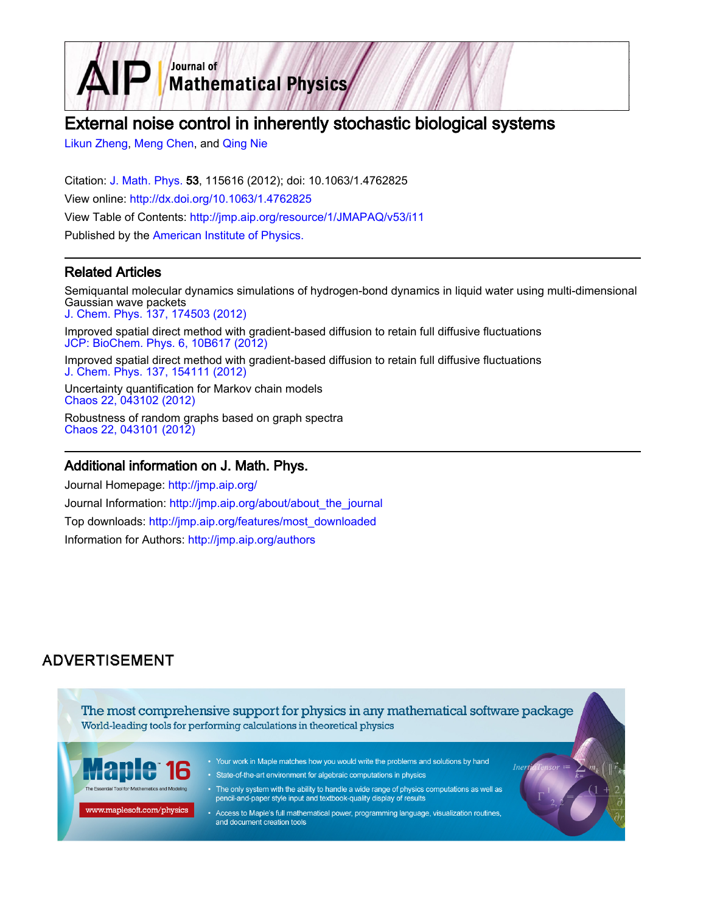AIP Journal of Mathematical Physics

# External noise control in inherently stochastic biological systems

Likun Zheng, Meng Chen, and Qing Nie

Citation: J. Math. Phys. **53**, 115616 (2012); doi: 10.1063/1.4762825

View online: http://dx.doi.org/10.1063/1.4762825

View Table of Contents: http://jmp.aip.org/resource/1/JMAPAQ/v53/i11

Published by the American Institute of Physics.

## Related Articles

Semiquantal molecular dynamics simulations of hydrogen-bond dynamics in liquid water using multi-dimensional Gaussian wave packets
J. Chem. Phys. 137, 174503 (2012)

Improved spatial direct method with gradient-based diffusion to retain full diffusive fluctuations
JCP: BioChem. Phys. 6, 10B617 (2012)

Improved spatial direct method with gradient-based diffusion to retain full diffusive fluctuations
J. Chem. Phys. 137, 154111 (2012)

Uncertainty quantification for Markov chain models
Chaos 22, 043102 (2012)

Robustness of random graphs based on graph spectra
Chaos 22, 043101 (2012)

## Additional information on J. Math. Phys.

Journal Homepage: http://jmp.aip.org/

Journal Information: http://jmp.aip.org/about/about_the_journal

Top downloads: http://jmp.aip.org/features/most_downloaded

Information for Authors: http://jmp.aip.org/authors

## ADVERTISEMENT

The most comprehensive support for physics in any mathematical software package
World-leading tools for performing calculations in theoretical physics

Maple 16
The Essential Tool for Mathematics and Modeling
www.maplesoft.com/physics

- Your work in Maple matches how you would write the problems and solutions by hand
- State-of-the-art environment for algebraic computations in physics
- The only system with the ability to handle a wide range of physics computations as well as pencil-and-paper style input and textbook-quality display of results
- Access to Maple's full mathematical power, programming language, visualization routines, and document creation tools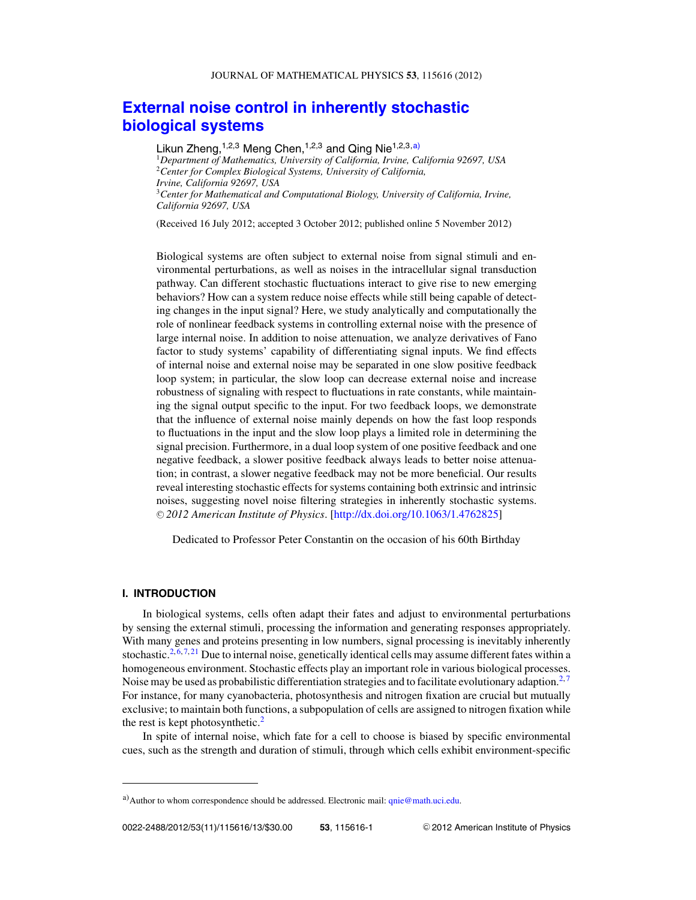# External noise control in inherently stochastic biological systems

Likun Zheng,[1,2,3] Meng Chen,[1,2,3] and Qing Nie[1,2,3,a)]

[1]*Department of Mathematics, University of California, Irvine, California 92697, USA*
[2]*Center for Complex Biological Systems, University of California, Irvine, California 92697, USA*
[3]*Center for Mathematical and Computational Biology, University of California, Irvine, California 92697, USA*

(Received 16 July 2012; accepted 3 October 2012; published online 5 November 2012)

Biological systems are often subject to external noise from signal stimuli and environmental perturbations, as well as noises in the intracellular signal transduction pathway. Can different stochastic fluctuations interact to give rise to new emerging behaviors? How can a system reduce noise effects while still being capable of detecting changes in the input signal? Here, we study analytically and computationally the role of nonlinear feedback systems in controlling external noise with the presence of large internal noise. In addition to noise attenuation, we analyze derivatives of Fano factor to study systems' capability of differentiating signal inputs. We find effects of internal noise and external noise may be separated in one slow positive feedback loop system; in particular, the slow loop can decrease external noise and increase robustness of signaling with respect to fluctuations in rate constants, while maintaining the signal output specific to the input. For two feedback loops, we demonstrate that the influence of external noise mainly depends on how the fast loop responds to fluctuations in the input and the slow loop plays a limited role in determining the signal precision. Furthermore, in a dual loop system of one positive feedback and one negative feedback, a slower positive feedback always leads to better noise attenuation; in contrast, a slower negative feedback may not be more beneficial. Our results reveal interesting stochastic effects for systems containing both extrinsic and intrinsic noises, suggesting novel noise filtering strategies in inherently stochastic systems. © *2012 American Institute of Physics*. [http://dx.doi.org/10.1063/1.4762825]

Dedicated to Professor Peter Constantin on the occasion of his 60th Birthday

## I. INTRODUCTION

In biological systems, cells often adapt their fates and adjust to environmental perturbations by sensing the external stimuli, processing the information and generating responses appropriately. With many genes and proteins presenting in low numbers, signal processing is inevitably inherently stochastic.[2,6,7,21] Due to internal noise, genetically identical cells may assume different fates within a homogeneous environment. Stochastic effects play an important role in various biological processes. Noise may be used as probabilistic differentiation strategies and to facilitate evolutionary adaption.[2,7] For instance, for many cyanobacteria, photosynthesis and nitrogen fixation are crucial but mutually exclusive; to maintain both functions, a subpopulation of cells are assigned to nitrogen fixation while the rest is kept photosynthetic.[2]

In spite of internal noise, which fate for a cell to choose is biased by specific environmental cues, such as the strength and duration of stimuli, through which cells exhibit environment-specific

---

[a)]Author to whom correspondence should be addressed. Electronic mail: qnie@math.uci.edu.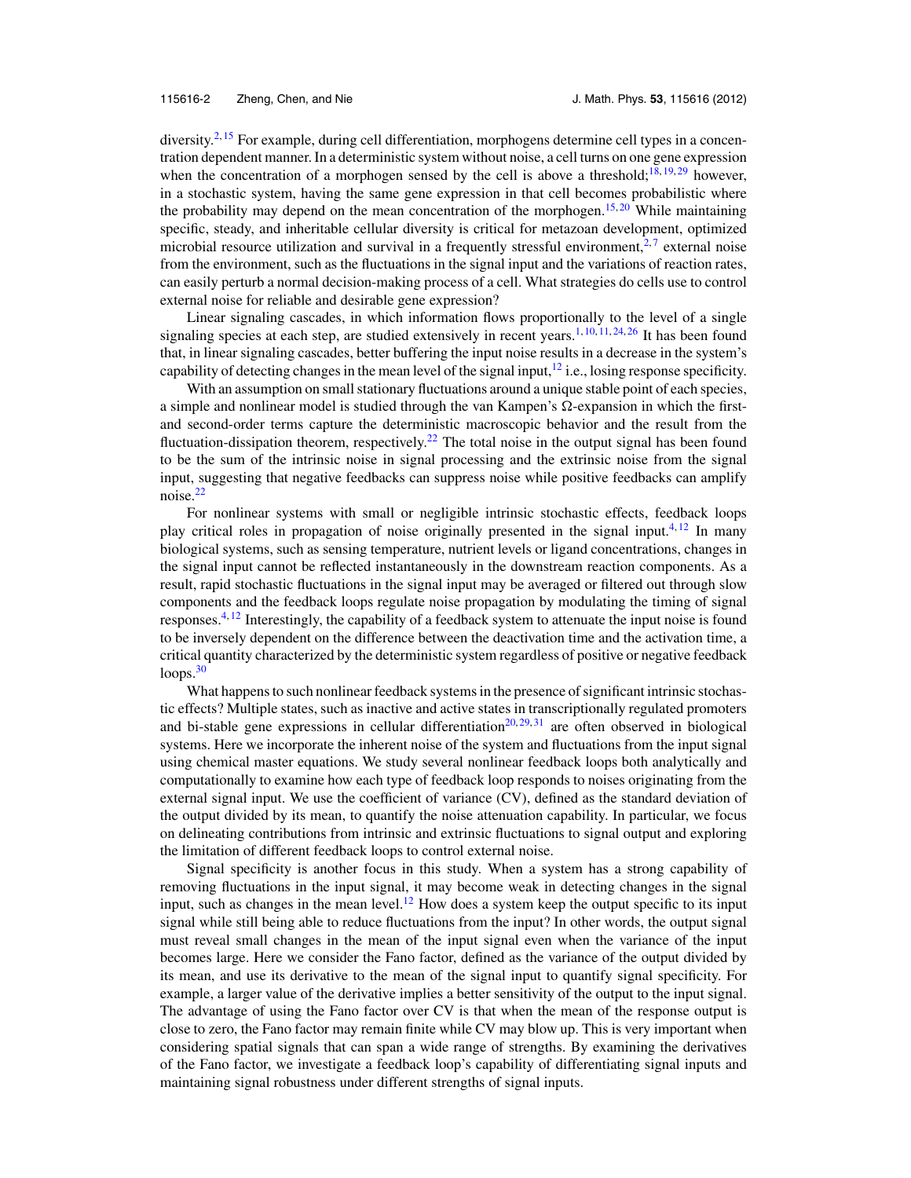diversity.[2,15] For example, during cell differentiation, morphogens determine cell types in a concentration dependent manner. In a deterministic system without noise, a cell turns on one gene expression when the concentration of a morphogen sensed by the cell is above a threshold;[18,19,29] however, in a stochastic system, having the same gene expression in that cell becomes probabilistic where the probability may depend on the mean concentration of the morphogen.[15,20] While maintaining specific, steady, and inheritable cellular diversity is critical for metazoan development, optimized microbial resource utilization and survival in a frequently stressful environment,[2,7] external noise from the environment, such as the fluctuations in the signal input and the variations of reaction rates, can easily perturb a normal decision-making process of a cell. What strategies do cells use to control external noise for reliable and desirable gene expression?

Linear signaling cascades, in which information flows proportionally to the level of a single signaling species at each step, are studied extensively in recent years.[1,10,11,24,26] It has been found that, in linear signaling cascades, better buffering the input noise results in a decrease in the system's capability of detecting changes in the mean level of the signal input,[12] i.e., losing response specificity.

With an assumption on small stationary fluctuations around a unique stable point of each species, a simple and nonlinear model is studied through the van Kampen's $\Omega$-expansion in which the first- and second-order terms capture the deterministic macroscopic behavior and the result from the fluctuation-dissipation theorem, respectively.[22] The total noise in the output signal has been found to be the sum of the intrinsic noise in signal processing and the extrinsic noise from the signal input, suggesting that negative feedbacks can suppress noise while positive feedbacks can amplify noise.[22]

For nonlinear systems with small or negligible intrinsic stochastic effects, feedback loops play critical roles in propagation of noise originally presented in the signal input.[4,12] In many biological systems, such as sensing temperature, nutrient levels or ligand concentrations, changes in the signal input cannot be reflected instantaneously in the downstream reaction components. As a result, rapid stochastic fluctuations in the signal input may be averaged or filtered out through slow components and the feedback loops regulate noise propagation by modulating the timing of signal responses.[4,12] Interestingly, the capability of a feedback system to attenuate the input noise is found to be inversely dependent on the difference between the deactivation time and the activation time, a critical quantity characterized by the deterministic system regardless of positive or negative feedback loops.[30]

What happens to such nonlinear feedback systems in the presence of significant intrinsic stochastic effects? Multiple states, such as inactive and active states in transcriptionally regulated promoters and bi-stable gene expressions in cellular differentiation[20,29,31] are often observed in biological systems. Here we incorporate the inherent noise of the system and fluctuations from the input signal using chemical master equations. We study several nonlinear feedback loops both analytically and computationally to examine how each type of feedback loop responds to noises originating from the external signal input. We use the coefficient of variance (CV), defined as the standard deviation of the output divided by its mean, to quantify the noise attenuation capability. In particular, we focus on delineating contributions from intrinsic and extrinsic fluctuations to signal output and exploring the limitation of different feedback loops to control external noise.

Signal specificity is another focus in this study. When a system has a strong capability of removing fluctuations in the input signal, it may become weak in detecting changes in the signal input, such as changes in the mean level.[12] How does a system keep the output specific to its input signal while still being able to reduce fluctuations from the input? In other words, the output signal must reveal small changes in the mean of the input signal even when the variance of the input becomes large. Here we consider the Fano factor, defined as the variance of the output divided by its mean, and use its derivative to the mean of the signal input to quantify signal specificity. For example, a larger value of the derivative implies a better sensitivity of the output to the input signal. The advantage of using the Fano factor over CV is that when the mean of the response output is close to zero, the Fano factor may remain finite while CV may blow up. This is very important when considering spatial signals that can span a wide range of strengths. By examining the derivatives of the Fano factor, we investigate a feedback loop's capability of differentiating signal inputs and maintaining signal robustness under different strengths of signal inputs.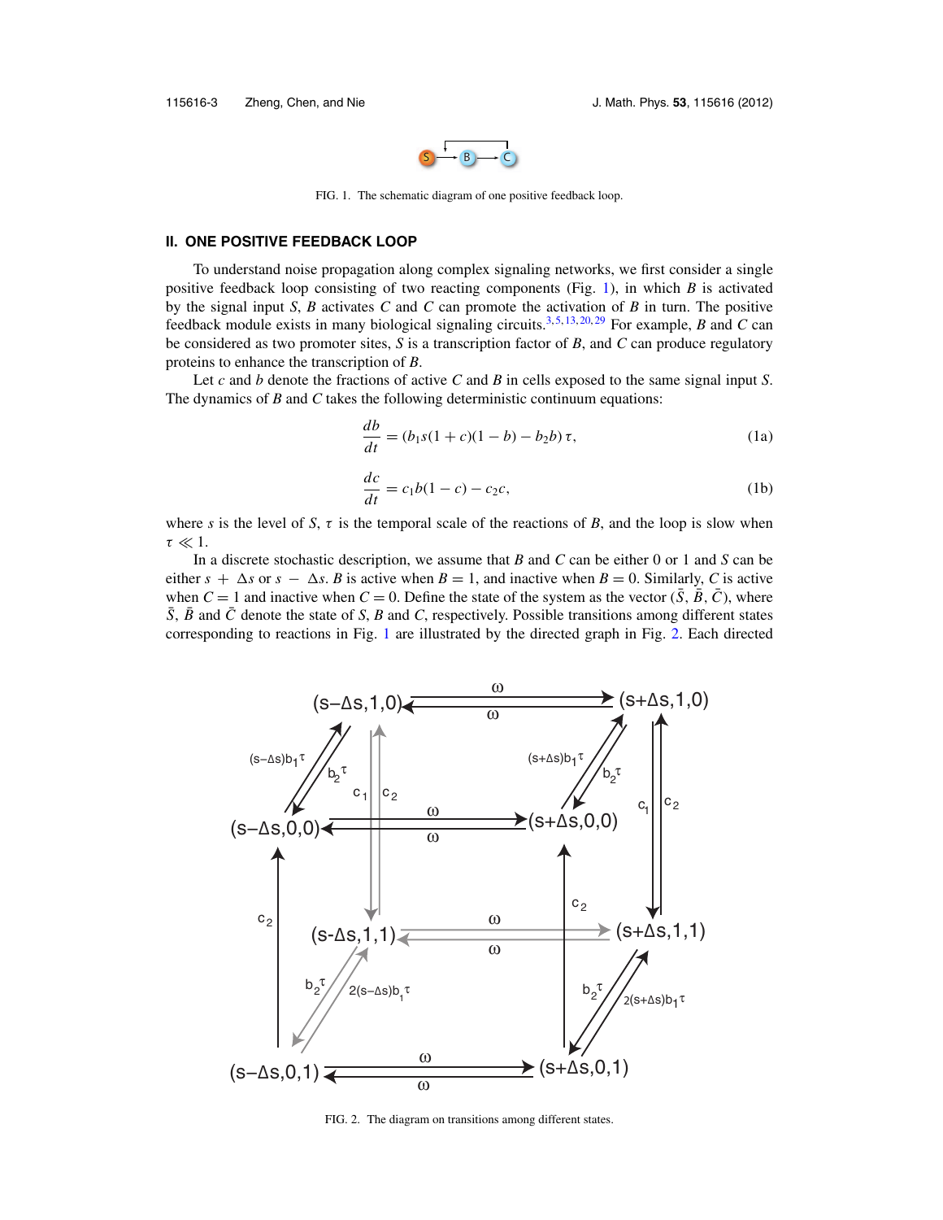FIG. 1. The schematic diagram of one positive feedback loop.

## II. ONE POSITIVE FEEDBACK LOOP

To understand noise propagation along complex signaling networks, we first consider a single positive feedback loop consisting of two reacting components (Fig. 1), in which *B* is activated by the signal input *S*, *B* activates *C* and *C* can promote the activation of *B* in turn. The positive feedback module exists in many biological signaling circuits.[3,5,13,20,29] For example, *B* and *C* can be considered as two promoter sites, *S* is a transcription factor of *B*, and *C* can produce regulatory proteins to enhance the transcription of *B*.

Let *c* and *b* denote the fractions of active *C* and *B* in cells exposed to the same signal input *S*. The dynamics of *B* and *C* takes the following deterministic continuum equations:

$$\frac{db}{dt} = (b_1 s(1+c)(1-b) - b_2 b)\,\tau, \tag{1a}$$

$$\frac{dc}{dt} = c_1 b(1-c) - c_2 c, \tag{1b}$$

where $s$ is the level of *S*, $\tau$ is the temporal scale of the reactions of *B*, and the loop is slow when $\tau \ll 1$.

In a discrete stochastic description, we assume that *B* and *C* can be either 0 or 1 and *S* can be either $s + \Delta s$ or $s - \Delta s$. *B* is active when $B = 1$, and inactive when $B = 0$. Similarly, *C* is active when $C = 1$ and inactive when $C = 0$. Define the state of the system as the vector $(\bar{S}, \bar{B}, \bar{C})$, where $\bar{S}$, $\bar{B}$ and $\bar{C}$ denote the state of *S*, *B* and *C*, respectively. Possible transitions among different states corresponding to reactions in Fig. 1 are illustrated by the directed graph in Fig. 2. Each directed

FIG. 2. The diagram on transitions among different states.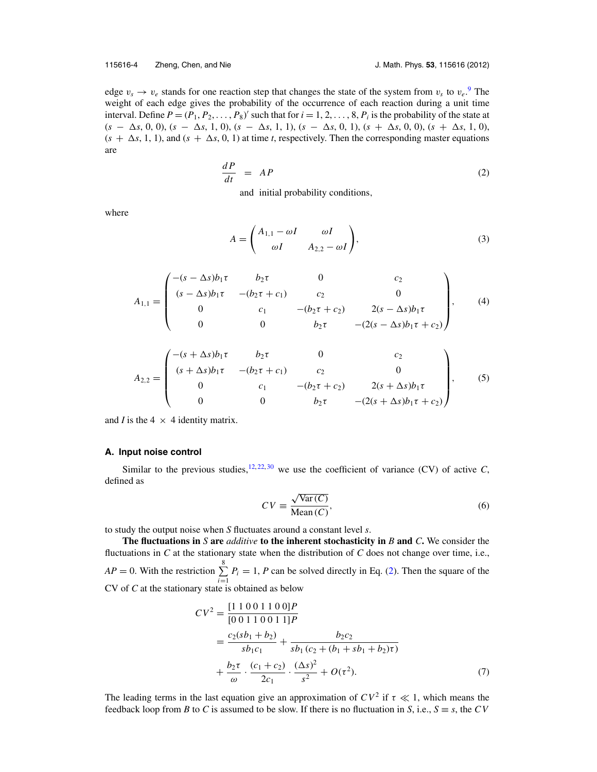edge $v_s \rightarrow v_e$ stands for one reaction step that changes the state of the system from $v_s$ to $v_e$.[9] The weight of each edge gives the probability of the occurrence of each reaction during a unit time interval. Define $P = (P_1, P_2, \ldots, P_8)'$ such that for $i = 1, 2, \ldots, 8$, $P_i$ is the probability of the state at $(s - \Delta s, 0, 0)$, $(s - \Delta s, 1, 0)$, $(s - \Delta s, 1, 1)$, $(s - \Delta s, 0, 1)$, $(s + \Delta s, 0, 0)$, $(s + \Delta s, 1, 0)$, $(s + \Delta s, 1, 1)$, and $(s + \Delta s, 0, 1)$ at time $t$, respectively. Then the corresponding master equations are

$$\frac{dP}{dt} = AP \tag{2}$$

and initial probability conditions,

where

$$A = \begin{pmatrix} A_{1,1} - \omega I & \omega I \\ \omega I & A_{2,2} - \omega I \end{pmatrix}, \tag{3}$$

$$A_{1,1} = \begin{pmatrix} -(s-\Delta s)b_1\tau & b_2\tau & 0 & c_2 \\ (s-\Delta s)b_1\tau & -(b_2\tau + c_1) & c_2 & 0 \\ 0 & c_1 & -(b_2\tau + c_2) & 2(s-\Delta s)b_1\tau \\ 0 & 0 & b_2\tau & -(2(s-\Delta s)b_1\tau + c_2) \end{pmatrix}, \tag{4}$$

$$A_{2,2} = \begin{pmatrix} -(s+\Delta s)b_1\tau & b_2\tau & 0 & c_2 \\ (s+\Delta s)b_1\tau & -(b_2\tau + c_1) & c_2 & 0 \\ 0 & c_1 & -(b_2\tau + c_2) & 2(s+\Delta s)b_1\tau \\ 0 & 0 & b_2\tau & -(2(s+\Delta s)b_1\tau + c_2) \end{pmatrix}, \tag{5}$$

and $I$ is the $4 \times 4$ identity matrix.

### A. Input noise control

Similar to the previous studies,[12,22,30] we use the coefficient of variance (CV) of active $C$, defined as

$$CV \equiv \frac{\sqrt{\mathrm{Var}(C)}}{\mathrm{Mean}(C)}, \tag{6}$$

to study the output noise when $S$ fluctuates around a constant level $s$.

**The fluctuations in $S$ are *additive* to the inherent stochasticity in $B$ and $C$.** We consider the fluctuations in $C$ at the stationary state when the distribution of $C$ does not change over time, i.e., $AP = 0$. With the restriction $\sum_{i=1}^{8} P_i = 1$, $P$ can be solved directly in Eq. (2). Then the square of the CV of $C$ at the stationary state is obtained as below

$$\begin{aligned} CV^2 &= \frac{[1\ 1\ 0\ 0\ 1\ 1\ 0\ 0]P}{[0\ 0\ 1\ 1\ 0\ 0\ 1\ 1]P} \\ &= \frac{c_2(sb_1 + b_2)}{sb_1c_1} + \frac{b_2c_2}{sb_1\,(c_2 + (b_1 + sb_1 + b_2)\tau)} \\ &\quad + \frac{b_2\tau}{\omega} \cdot \frac{(c_1 + c_2)}{2c_1} \cdot \frac{(\Delta s)^2}{s^2} + O(\tau^2). \end{aligned} \tag{7}$$

The leading terms in the last equation give an approximation of $CV^2$ if $\tau \ll 1$, which means the feedback loop from $B$ to $C$ is assumed to be slow. If there is no fluctuation in $S$, i.e., $S \equiv s$, the $CV$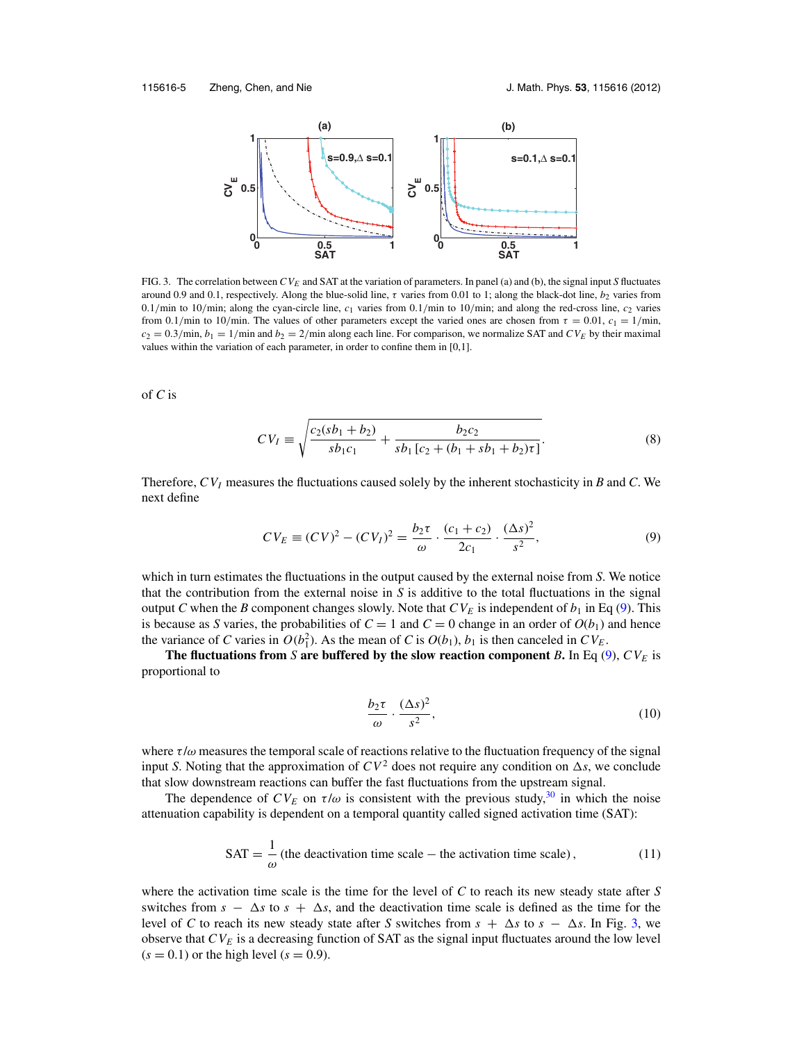(a)

1

0.5

0

$CV_E$

0

0.5

1

SAT

s=0.9,Δ s=0.1

(b)

1

0.5

0

$CV_E$

0

0.5

1

SAT

s=0.1,Δ s=0.1

FIG. 3. The correlation between $CV_E$ and SAT at the variation of parameters. In panel (a) and (b), the signal input $S$ fluctuates around 0.9 and 0.1, respectively. Along the blue-solid line, $\tau$ varies from 0.01 to 1; along the black-dot line, $b_2$ varies from 0.1/min to 10/min; along the cyan-circle line, $c_1$ varies from 0.1/min to 10/min; and along the red-cross line, $c_2$ varies from 0.1/min to 10/min. The values of other parameters except the varied ones are chosen from $\tau = 0.01$, $c_1 = 1$/min, $c_2 = 0.3$/min, $b_1 = 1$/min and $b_2 = 2$/min along each line. For comparison, we normalize SAT and $CV_E$ by their maximal values within the variation of each parameter, in order to confine them in [0,1].

of $C$ is

$$CV_I \equiv \sqrt{\frac{c_2(sb_1+b_2)}{sb_1c_1} + \frac{b_2c_2}{sb_1\left[c_2+(b_1+sb_1+b_2)\tau\right]}}. \tag{8}$$

Therefore, $CV_I$ measures the fluctuations caused solely by the inherent stochasticity in $B$ and $C$. We next define

$$CV_E \equiv (CV)^2 - (CV_I)^2 = \frac{b_2\tau}{\omega}\cdot\frac{(c_1+c_2)}{2c_1}\cdot\frac{(\Delta s)^2}{s^2}, \tag{9}$$

which in turn estimates the fluctuations in the output caused by the external noise from $S$. We notice that the contribution from the external noise in $S$ is additive to the total fluctuations in the signal output $C$ when the $B$ component changes slowly. Note that $CV_E$ is independent of $b_1$ in Eq (9). This is because as $S$ varies, the probabilities of $C = 1$ and $C = 0$ change in an order of $O(b_1)$ and hence the variance of $C$ varies in $O(b_1^2)$. As the mean of $C$ is $O(b_1)$, $b_1$ is then canceled in $CV_E$.

**The fluctuations from $S$ are buffered by the slow reaction component $B$.** In Eq (9), $CV_E$ is proportional to

$$\frac{b_2\tau}{\omega}\cdot\frac{(\Delta s)^2}{s^2}, \tag{10}$$

where $\tau/\omega$ measures the temporal scale of reactions relative to the fluctuation frequency of the signal input $S$. Noting that the approximation of $CV^2$ does not require any condition on $\Delta s$, we conclude that slow downstream reactions can buffer the fast fluctuations from the upstream signal.

The dependence of $CV_E$ on $\tau/\omega$ is consistent with the previous study,[30] in which the noise attenuation capability is dependent on a temporal quantity called signed activation time (SAT):

$$\text{SAT} = \frac{1}{\omega}\left(\text{the deactivation time scale} - \text{the activation time scale}\right), \tag{11}$$

where the activation time scale is the time for the level of $C$ to reach its new steady state after $S$ switches from $s - \Delta s$ to $s + \Delta s$, and the deactivation time scale is defined as the time for the level of $C$ to reach its new steady state after $S$ switches from $s + \Delta s$ to $s - \Delta s$. In Fig. 3, we observe that $CV_E$ is a decreasing function of SAT as the signal input fluctuates around the low level ($s = 0.1$) or the high level ($s = 0.9$).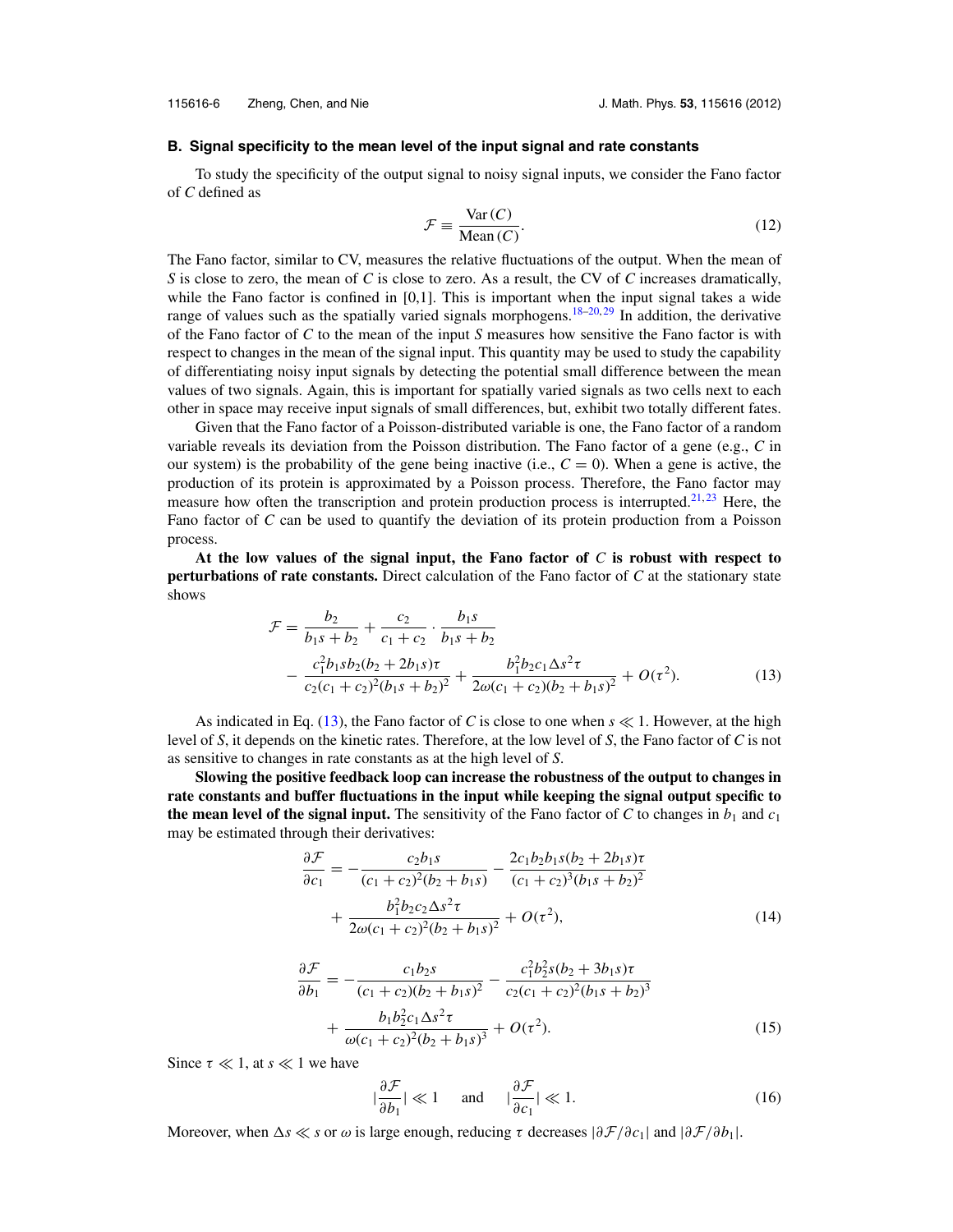### B. Signal specificity to the mean level of the input signal and rate constants

To study the specificity of the output signal to noisy signal inputs, we consider the Fano factor of $C$ defined as

$$\mathcal{F} \equiv \frac{\mathrm{Var}(C)}{\mathrm{Mean}(C)}. \tag{12}$$

The Fano factor, similar to CV, measures the relative fluctuations of the output. When the mean of $S$ is close to zero, the mean of $C$ is close to zero. As a result, the CV of $C$ increases dramatically, while the Fano factor is confined in [0,1]. This is important when the input signal takes a wide range of values such as the spatially varied signals morphogens.[18–20,29] In addition, the derivative of the Fano factor of $C$ to the mean of the input $S$ measures how sensitive the Fano factor is with respect to changes in the mean of the signal input. This quantity may be used to study the capability of differentiating noisy input signals by detecting the potential small difference between the mean values of two signals. Again, this is important for spatially varied signals as two cells next to each other in space may receive input signals of small differences, but, exhibit two totally different fates.

Given that the Fano factor of a Poisson-distributed variable is one, the Fano factor of a random variable reveals its deviation from the Poisson distribution. The Fano factor of a gene (e.g., $C$ in our system) is the probability of the gene being inactive (i.e., $C = 0$). When a gene is active, the production of its protein is approximated by a Poisson process. Therefore, the Fano factor may measure how often the transcription and protein production process is interrupted.[21,23] Here, the Fano factor of $C$ can be used to quantify the deviation of its protein production from a Poisson process.

**At the low values of the signal input, the Fano factor of $C$ is robust with respect to perturbations of rate constants.** Direct calculation of the Fano factor of $C$ at the stationary state shows

$$\begin{aligned}
\mathcal{F} = &\frac{b_2}{b_1 s + b_2} + \frac{c_2}{c_1 + c_2} \cdot \frac{b_1 s}{b_1 s + b_2} \\
&- \frac{c_1^2 b_1 s b_2 (b_2 + 2 b_1 s)\tau}{c_2 (c_1 + c_2)^2 (b_1 s + b_2)^2} + \frac{b_1^2 b_2 c_1 \Delta s^2 \tau}{2\omega (c_1 + c_2)(b_2 + b_1 s)^2} + O(\tau^2).
\end{aligned} \tag{13}$$

As indicated in Eq. (13), the Fano factor of $C$ is close to one when $s \ll 1$. However, at the high level of $S$, it depends on the kinetic rates. Therefore, at the low level of $S$, the Fano factor of $C$ is not as sensitive to changes in rate constants as at the high level of $S$.

**Slowing the positive feedback loop can increase the robustness of the output to changes in rate constants and buffer fluctuations in the input while keeping the signal output specific to the mean level of the signal input.** The sensitivity of the Fano factor of $C$ to changes in $b_1$ and $c_1$ may be estimated through their derivatives:

$$\begin{aligned}
\frac{\partial \mathcal{F}}{\partial c_1} = &-\frac{c_2 b_1 s}{(c_1 + c_2)^2 (b_2 + b_1 s)} - \frac{2 c_1 b_2 b_1 s (b_2 + 2 b_1 s)\tau}{(c_1 + c_2)^3 (b_1 s + b_2)^2} \\
&+ \frac{b_1^2 b_2 c_2 \Delta s^2 \tau}{2\omega (c_1 + c_2)^2 (b_2 + b_1 s)^2} + O(\tau^2),
\end{aligned} \tag{14}$$

$$\begin{aligned}
\frac{\partial \mathcal{F}}{\partial b_1} = &-\frac{c_1 b_2 s}{(c_1 + c_2)(b_2 + b_1 s)^2} - \frac{c_1^2 b_2^2 s (b_2 + 3 b_1 s)\tau}{c_2 (c_1 + c_2)^2 (b_1 s + b_2)^3} \\
&+ \frac{b_1 b_2^2 c_1 \Delta s^2 \tau}{\omega (c_1 + c_2)^2 (b_2 + b_1 s)^3} + O(\tau^2).
\end{aligned} \tag{15}$$

Since $\tau \ll 1$, at $s \ll 1$ we have

$$|\frac{\partial \mathcal{F}}{\partial b_1}| \ll 1 \quad \text{and} \quad |\frac{\partial \mathcal{F}}{\partial c_1}| \ll 1. \tag{16}$$

Moreover, when $\Delta s \ll s$ or $\omega$ is large enough, reducing $\tau$ decreases $|\partial \mathcal{F}/\partial c_1|$ and $|\partial \mathcal{F}/\partial b_1|$.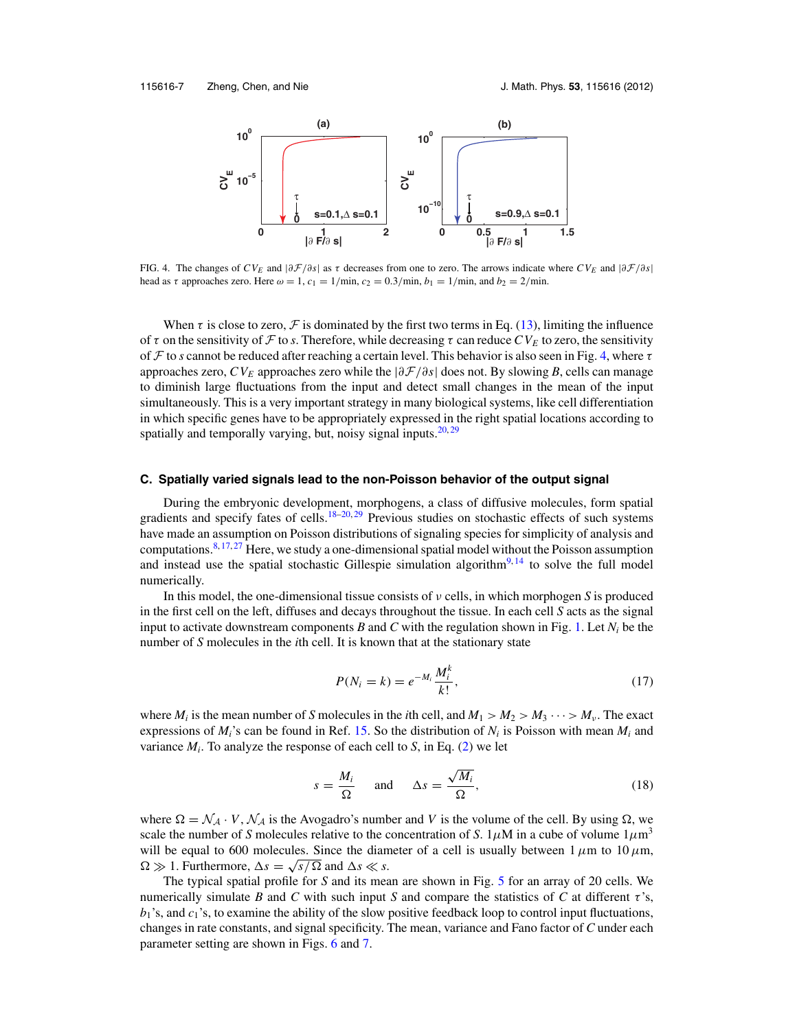(a)

$10^0$

$CV_E$ $10^{-5}$

τ

0

s=0.1,Δ s=0.1

0 1 2

|∂ F/∂ s|

(b)

$10^0$

$CV_E$

$10^{-10}$

τ

0

s=0.9,Δ s=0.1

0 0.5 1 1.5

|∂ F/∂ s|

FIG. 4. The changes of $CV_E$ and $|\partial \mathcal{F}/\partial s|$ as $\tau$ decreases from one to zero. The arrows indicate where $CV_E$ and $|\partial \mathcal{F}/\partial s|$ head as $\tau$ approaches zero. Here $\omega = 1$, $c_1 = 1$/min, $c_2 = 0.3$/min, $b_1 = 1$/min, and $b_2 = 2$/min.

When $\tau$ is close to zero, $\mathcal{F}$ is dominated by the first two terms in Eq. (13), limiting the influence of $\tau$ on the sensitivity of $\mathcal{F}$ to $s$. Therefore, while decreasing $\tau$ can reduce $CV_E$ to zero, the sensitivity of $\mathcal{F}$ to $s$ cannot be reduced after reaching a certain level. This behavior is also seen in Fig. 4, where $\tau$ approaches zero, $CV_E$ approaches zero while the $|\partial \mathcal{F}/\partial s|$ does not. By slowing $B$, cells can manage to diminish large fluctuations from the input and detect small changes in the mean of the input simultaneously. This is a very important strategy in many biological systems, like cell differentiation in which specific genes have to be appropriately expressed in the right spatial locations according to spatially and temporally varying, but, noisy signal inputs.[20,29]

### C. Spatially varied signals lead to the non-Poisson behavior of the output signal

During the embryonic development, morphogens, a class of diffusive molecules, form spatial gradients and specify fates of cells.[18–20,29] Previous studies on stochastic effects of such systems have made an assumption on Poisson distributions of signaling species for simplicity of analysis and computations.[8,17,27] Here, we study a one-dimensional spatial model without the Poisson assumption and instead use the spatial stochastic Gillespie simulation algorithm[9,14] to solve the full model numerically.

In this model, the one-dimensional tissue consists of $\nu$ cells, in which morphogen $S$ is produced in the first cell on the left, diffuses and decays throughout the tissue. In each cell $S$ acts as the signal input to activate downstream components $B$ and $C$ with the regulation shown in Fig. 1. Let $N_i$ be the number of $S$ molecules in the $i$th cell. It is known that at the stationary state

$$P(N_i = k) = e^{-M_i}\frac{M_i^k}{k!}, \tag{17}$$

where $M_i$ is the mean number of $S$ molecules in the $i$th cell, and $M_1 > M_2 > M_3 \cdots > M_\nu$. The exact expressions of $M_i$'s can be found in Ref. 15. So the distribution of $N_i$ is Poisson with mean $M_i$ and variance $M_i$. To analyze the response of each cell to $S$, in Eq. (2) we let

$$s = \frac{M_i}{\Omega} \quad \text{and} \quad \Delta s = \frac{\sqrt{M_i}}{\Omega}, \tag{18}$$

where $\Omega = \mathcal{N}_\mathcal{A} \cdot V$, $\mathcal{N}_\mathcal{A}$ is the Avogadro's number and $V$ is the volume of the cell. By using $\Omega$, we scale the number of $S$ molecules relative to the concentration of $S$. 1$\mu$M in a cube of volume 1$\mu$m$^3$ will be equal to 600 molecules. Since the diameter of a cell is usually between 1 $\mu$m to 10 $\mu$m, $\Omega \gg 1$. Furthermore, $\Delta s = \sqrt{s/\Omega}$ and $\Delta s \ll s$.

The typical spatial profile for $S$ and its mean are shown in Fig. 5 for an array of 20 cells. We numerically simulate $B$ and $C$ with such input $S$ and compare the statistics of $C$ at different $\tau$'s, $b_1$'s, and $c_1$'s, to examine the ability of the slow positive feedback loop to control input fluctuations, changes in rate constants, and signal specificity. The mean, variance and Fano factor of $C$ under each parameter setting are shown in Figs. 6 and 7.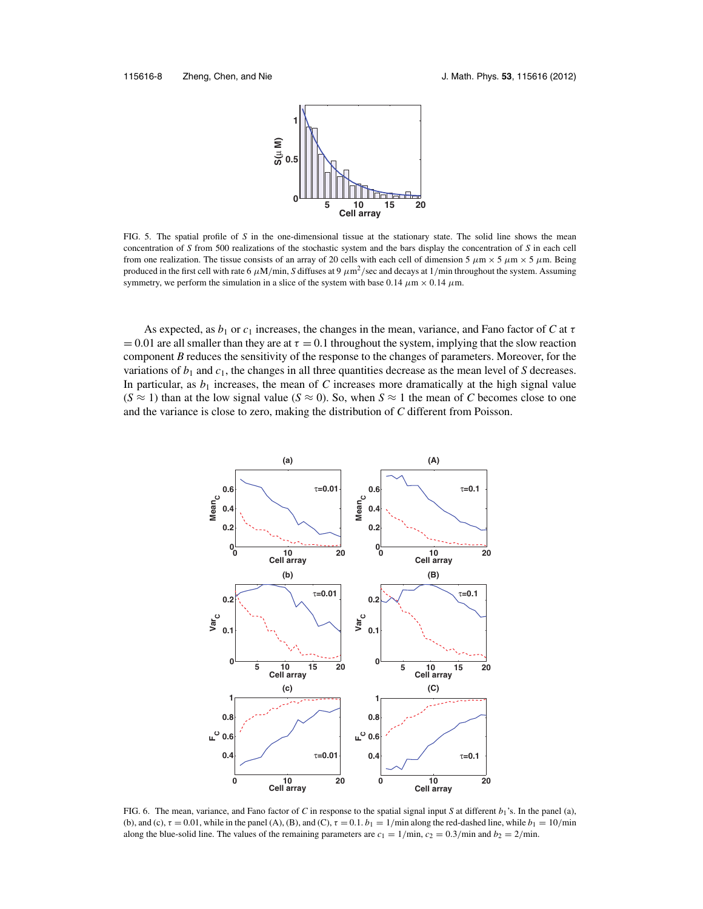S(μ M)
1
0.5
0
5
10
15
20
Cell array

FIG. 5. The spatial profile of $S$ in the one-dimensional tissue at the stationary state. The solid line shows the mean concentration of $S$ from 500 realizations of the stochastic system and the bars display the concentration of $S$ in each cell from one realization. The tissue consists of an array of 20 cells with each cell of dimension 5 $\mu$m $\times$ 5 $\mu$m $\times$ 5 $\mu$m. Being produced in the first cell with rate 6 $\mu$M/min, $S$ diffuses at 9 $\mu$m$^2$/sec and decays at 1/min throughout the system. Assuming symmetry, we perform the simulation in a slice of the system with base 0.14 $\mu$m $\times$ 0.14 $\mu$m.

As expected, as $b_1$ or $c_1$ increases, the changes in the mean, variance, and Fano factor of $C$ at $\tau = 0.01$ are all smaller than they are at $\tau = 0.1$ throughout the system, implying that the slow reaction component $B$ reduces the sensitivity of the response to the changes of parameters. Moreover, for the variations of $b_1$ and $c_1$, the changes in all three quantities decrease as the mean level of $S$ decreases. In particular, as $b_1$ increases, the mean of $C$ increases more dramatically at the high signal value ($S \approx 1$) than at the low signal value ($S \approx 0$). So, when $S \approx 1$ the mean of $C$ becomes close to one and the variance is close to zero, making the distribution of $C$ different from Poisson.

(a)
Mean$_C$
0.6
0.4
0.2
0
0
10
20
Cell array
τ=0.01

(A)
Mean$_C$
0.6
0.4
0.2
0
0
10
20
Cell array
τ=0.1

(b)
Var$_C$
0.2
0.1
0
5
10
15
20
Cell array
τ=0.01

(B)
Var$_C$
0.2
0.1
0
5
10
15
20
Cell array
τ=0.1

(c)
F$_C$
1
0.8
0.6
0.4
0
10
20
Cell array
τ=0.01

(C)
F$_C$
1
0.8
0.6
0.4
0
10
20
Cell array
τ=0.1

FIG. 6. The mean, variance, and Fano factor of $C$ in response to the spatial signal input $S$ at different $b_1$'s. In the panel (a), (b), and (c), $\tau = 0.01$, while in the panel (A), (B), and (C), $\tau = 0.1$. $b_1 = 1$/min along the red-dashed line, while $b_1 = 10$/min along the blue-solid line. The values of the remaining parameters are $c_1 = 1$/min, $c_2 = 0.3$/min and $b_2 = 2$/min.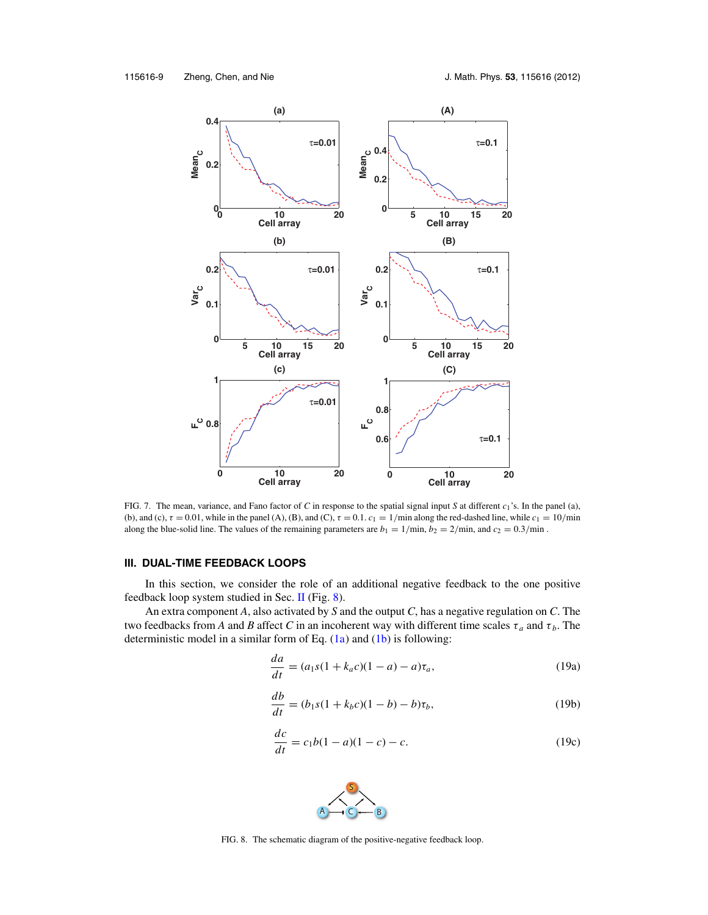(a)

0.4

0.2

0

Mean$_C$

τ=0.01

0 10 20

Cell array

(A)

0.4

0.2

0

Mean$_C$

τ=0.1

5 10 15 20

Cell array

(b)

0.2

0.1

0

Var$_C$

τ=0.01

5 10 15 20

Cell array

(B)

0.2

0.1

0

Var$_C$

τ=0.1

5 10 15 20

Cell array

(c)

1

0.8

F$_C$

τ=0.01

0 10 20

Cell array

(C)

1

0.8

0.6

F$_C$

τ=0.1

0 10 20

Cell array

FIG. 7. The mean, variance, and Fano factor of $C$ in response to the spatial signal input $S$ at different $c_1$'s. In the panel (a), (b), and (c), $\tau = 0.01$, while in the panel (A), (B), and (C), $\tau = 0.1$. $c_1 = 1$/min along the red-dashed line, while $c_1 = 10$/min along the blue-solid line. The values of the remaining parameters are $b_1 = 1$/min, $b_2 = 2$/min, and $c_2 = 0.3$/min .

## III. DUAL-TIME FEEDBACK LOOPS

In this section, we consider the role of an additional negative feedback to the one positive feedback loop system studied in Sec. II (Fig. 8).

An extra component $A$, also activated by $S$ and the output $C$, has a negative regulation on $C$. The two feedbacks from $A$ and $B$ affect $C$ in an incoherent way with different time scales $\tau_a$ and $\tau_b$. The deterministic model in a similar form of Eq. (1a) and (1b) is following:

$$\frac{da}{dt} = (a_1 s(1 + k_a c)(1 - a) - a)\tau_a, \tag{19a}$$

$$\frac{db}{dt} = (b_1 s(1 + k_b c)(1 - b) - b)\tau_b, \tag{19b}$$

$$\frac{dc}{dt} = c_1 b(1 - a)(1 - c) - c. \tag{19c}$$

S

A C B

FIG. 8. The schematic diagram of the positive-negative feedback loop.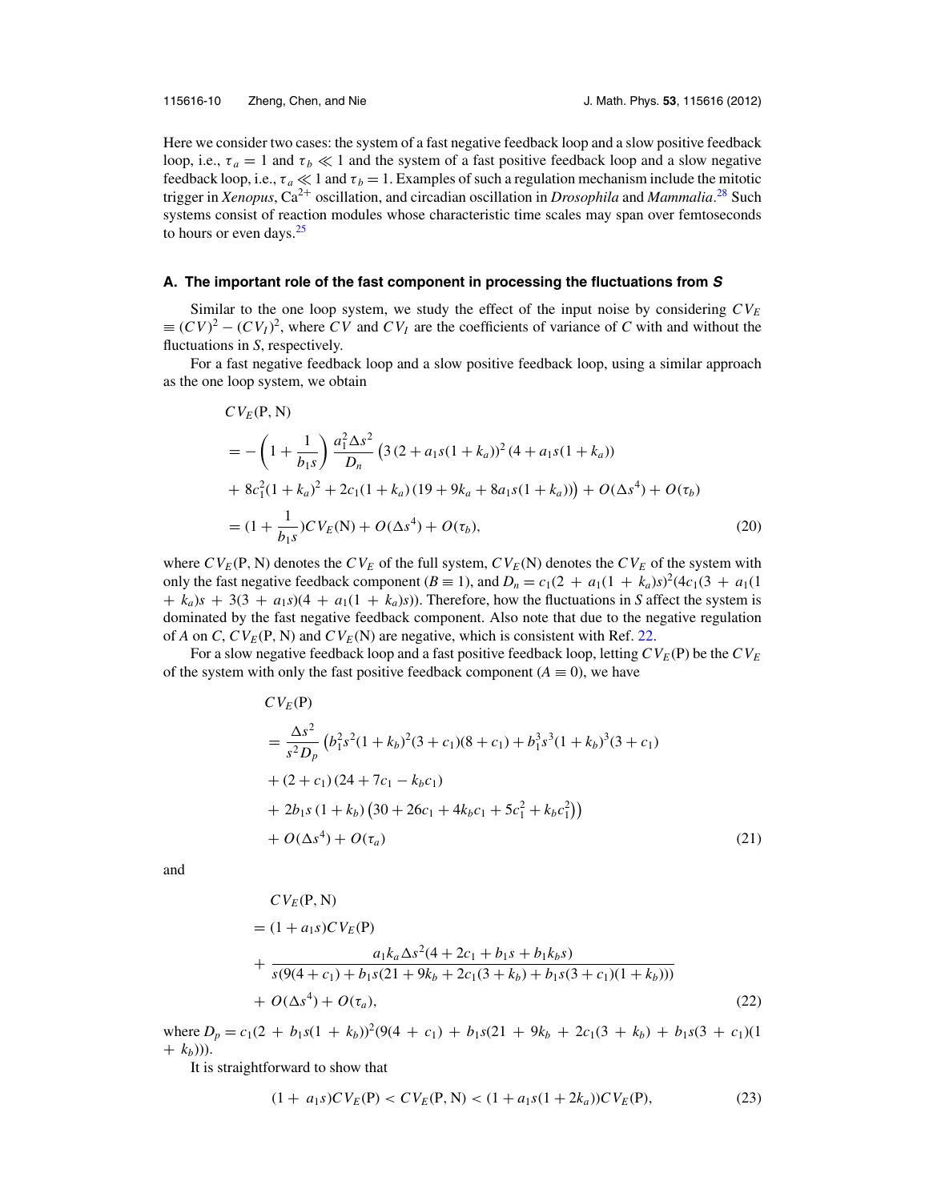Here we consider two cases: the system of a fast negative feedback loop and a slow positive feedback loop, i.e., $\tau_a = 1$ and $\tau_b \ll 1$ and the system of a fast positive feedback loop and a slow negative feedback loop, i.e., $\tau_a \ll 1$ and $\tau_b = 1$. Examples of such a regulation mechanism include the mitotic trigger in *Xenopus*, $Ca^{2+}$ oscillation, and circadian oscillation in *Drosophila* and *Mammalia*.[28] Such systems consist of reaction modules whose characteristic time scales may span over femtoseconds to hours or even days.[25]

### A. The important role of the fast component in processing the fluctuations from *S*

Similar to the one loop system, we study the effect of the input noise by considering $CV_E \equiv (CV)^2 - (CV_I)^2$, where $CV$ and $CV_I$ are the coefficients of variance of $C$ with and without the fluctuations in $S$, respectively.

For a fast negative feedback loop and a slow positive feedback loop, using a similar approach as the one loop system, we obtain

$$
\begin{aligned}
&CV_E(\mathrm{P, N}) \\
&= -\left(1 + \frac{1}{b_1 s}\right) \frac{a_1^2 \Delta s^2}{D_n} \left(3\left(2 + a_1 s(1+k_a)\right)^2 \left(4 + a_1 s(1+k_a)\right)\right. \\
&\left. + 8c_1^2(1+k_a)^2 + 2c_1(1+k_a)\left(19 + 9k_a + 8a_1 s(1+k_a)\right)\right) + O(\Delta s^4) + O(\tau_b) \\
&= (1 + \frac{1}{b_1 s}) CV_E(\mathrm{N}) + O(\Delta s^4) + O(\tau_b),
\end{aligned}
\tag{20}
$$

where $CV_E(\mathrm{P, N})$ denotes the $CV_E$ of the full system, $CV_E(\mathrm{N})$ denotes the $CV_E$ of the system with only the fast negative feedback component ($B \equiv 1$), and $D_n = c_1(2 + a_1(1 + k_a)s)^2(4c_1(3 + a_1(1 + k_a)s + 3(3 + a_1 s)(4 + a_1(1 + k_a)s))$. Therefore, how the fluctuations in $S$ affect the system is dominated by the fast negative feedback component. Also note that due to the negative regulation of $A$ on $C$, $CV_E(\mathrm{P, N})$ and $CV_E(\mathrm{N})$ are negative, which is consistent with Ref. 22.

For a slow negative feedback loop and a fast positive feedback loop, letting $CV_E(\mathrm{P})$ be the $CV_E$ of the system with only the fast positive feedback component ($A \equiv 0$), we have

$$
\begin{aligned}
&CV_E(\mathrm{P}) \\
&= \frac{\Delta s^2}{s^2 D_p} \left(b_1^2 s^2 (1+k_b)^2 (3+c_1)(8+c_1) + b_1^3 s^3 (1+k_b)^3 (3+c_1)\right. \\
&+ (2+c_1)(24 + 7c_1 - k_b c_1) \\
&\left. + 2b_1 s(1+k_b)\left(30 + 26c_1 + 4k_b c_1 + 5c_1^2 + k_b c_1^2\right)\right) \\
&+ O(\Delta s^4) + O(\tau_a)
\end{aligned}
\tag{21}
$$

and

$$
\begin{aligned}
&CV_E(\mathrm{P, N}) \\
&= (1 + a_1 s) CV_E(\mathrm{P}) \\
&+ \frac{a_1 k_a \Delta s^2 (4 + 2c_1 + b_1 s + b_1 k_b s)}{s(9(4+c_1) + b_1 s(21 + 9k_b + 2c_1(3+k_b) + b_1 s(3+c_1)(1+k_b)))} \\
&+ O(\Delta s^4) + O(\tau_a),
\end{aligned}
\tag{22}
$$

where $D_p = c_1(2 + b_1 s(1 + k_b))^2(9(4 + c_1) + b_1 s(21 + 9k_b + 2c_1(3 + k_b) + b_1 s(3 + c_1)(1 + k_b)))$.

It is straightforward to show that

$$
(1 + a_1 s) CV_E(\mathrm{P}) < CV_E(\mathrm{P, N}) < (1 + a_1 s(1 + 2k_a)) CV_E(\mathrm{P}),
\tag{23}
$$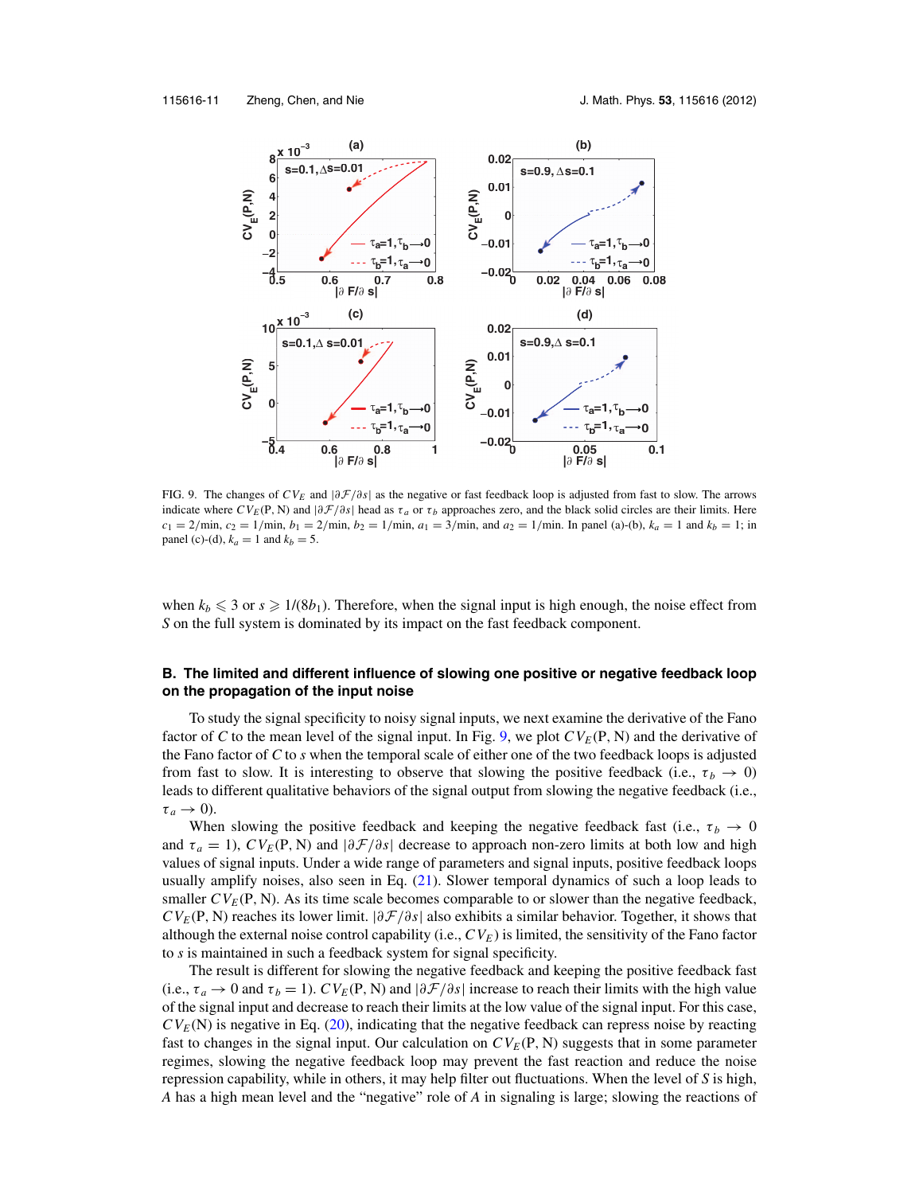(a)

x $10^{-3}$

8 6 4 2 0 −2 −4

$CV_E$(P,N)

s=0.1,Δs=0.01

$\tau_a$=1,$\tau_b$⟶0

$\tau_b$=1,$\tau_a$⟶0

0.5 0.6 0.7 0.8

|∂ F/∂ s|

(b)

0.02 0.01 0 −0.01 −0.02

$CV_E$(P,N)

s=0.9, Δs=0.1

$\tau_a$=1,$\tau_b$⟶0

$\tau_b$=1,$\tau_a$⟶0

0 0.02 0.04 0.06 0.08

|∂ F/∂ s|

(c)

x $10^{-3}$

10 5 0 −5

$CV_E$(P,N)

s=0.1,Δ s=0.01

$\tau_a$=1,$\tau_b$⟶0

$\tau_b$=1,$\tau_a$⟶0

0.4 0.6 0.8 1

|∂ F/∂ s|

(d)

0.02 0.01 0 −0.01 −0.02

$CV_E$(P,N)

s=0.9,Δ s=0.1

$\tau_a$=1,$\tau_b$⟶0

$\tau_b$=1,$\tau_a$⟶0

0 0.05 0.1

|∂ F/∂ s|

FIG. 9. The changes of $CV_E$ and $|\partial\mathcal{F}/\partial s|$ as the negative or fast feedback loop is adjusted from fast to slow. The arrows indicate where $CV_E$(P, N) and $|\partial\mathcal{F}/\partial s|$ head as $\tau_a$ or $\tau_b$ approaches zero, and the black solid circles are their limits. Here $c_1 = 2$/min, $c_2 = 1$/min, $b_1 = 2$/min, $b_2 = 1$/min, $a_1 = 3$/min, and $a_2 = 1$/min. In panel (a)-(b), $k_a = 1$ and $k_b = 1$; in panel (c)-(d), $k_a = 1$ and $k_b = 5$.

when $k_b \leqslant 3$ or $s \geqslant 1/(8b_1)$. Therefore, when the signal input is high enough, the noise effect from $S$ on the full system is dominated by its impact on the fast feedback component.

### B. The limited and different influence of slowing one positive or negative feedback loop on the propagation of the input noise

To study the signal specificity to noisy signal inputs, we next examine the derivative of the Fano factor of $C$ to the mean level of the signal input. In Fig. 9, we plot $CV_E$(P, N) and the derivative of the Fano factor of $C$ to $s$ when the temporal scale of either one of the two feedback loops is adjusted from fast to slow. It is interesting to observe that slowing the positive feedback (i.e., $\tau_b \to 0$) leads to different qualitative behaviors of the signal output from slowing the negative feedback (i.e., $\tau_a \to 0$).

When slowing the positive feedback and keeping the negative feedback fast (i.e., $\tau_b \to 0$ and $\tau_a = 1$), $CV_E$(P, N) and $|\partial\mathcal{F}/\partial s|$ decrease to approach non-zero limits at both low and high values of signal inputs. Under a wide range of parameters and signal inputs, positive feedback loops usually amplify noises, also seen in Eq. (21). Slower temporal dynamics of such a loop leads to smaller $CV_E$(P, N). As its time scale becomes comparable to or slower than the negative feedback, $CV_E$(P, N) reaches its lower limit. $|\partial\mathcal{F}/\partial s|$ also exhibits a similar behavior. Together, it shows that although the external noise control capability (i.e., $CV_E$) is limited, the sensitivity of the Fano factor to $s$ is maintained in such a feedback system for signal specificity.

The result is different for slowing the negative feedback and keeping the positive feedback fast (i.e., $\tau_a \to 0$ and $\tau_b = 1$). $CV_E$(P, N) and $|\partial\mathcal{F}/\partial s|$ increase to reach their limits with the high value of the signal input and decrease to reach their limits at the low value of the signal input. For this case, $CV_E$(N) is negative in Eq. (20), indicating that the negative feedback can repress noise by reacting fast to changes in the signal input. Our calculation on $CV_E$(P, N) suggests that in some parameter regimes, slowing the negative feedback loop may prevent the fast reaction and reduce the noise repression capability, while in others, it may help filter out fluctuations. When the level of $S$ is high, $A$ has a high mean level and the "negative" role of $A$ in signaling is large; slowing the reactions of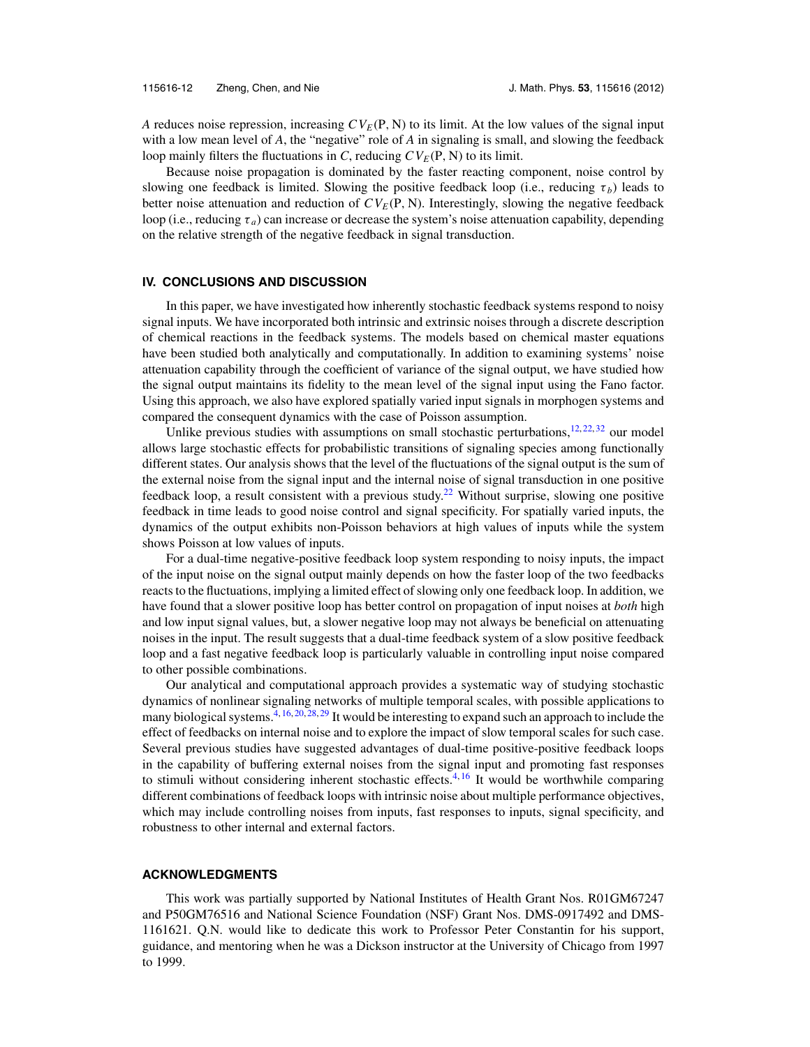*A* reduces noise repression, increasing $CV_E(\mathrm{P, N})$ to its limit. At the low values of the signal input with a low mean level of *A*, the "negative" role of *A* in signaling is small, and slowing the feedback loop mainly filters the fluctuations in *C*, reducing $CV_E(\mathrm{P, N})$ to its limit.

Because noise propagation is dominated by the faster reacting component, noise control by slowing one feedback is limited. Slowing the positive feedback loop (i.e., reducing $\tau_b$) leads to better noise attenuation and reduction of $CV_E(\mathrm{P, N})$. Interestingly, slowing the negative feedback loop (i.e., reducing $\tau_a$) can increase or decrease the system's noise attenuation capability, depending on the relative strength of the negative feedback in signal transduction.

## IV. CONCLUSIONS AND DISCUSSION

In this paper, we have investigated how inherently stochastic feedback systems respond to noisy signal inputs. We have incorporated both intrinsic and extrinsic noises through a discrete description of chemical reactions in the feedback systems. The models based on chemical master equations have been studied both analytically and computationally. In addition to examining systems' noise attenuation capability through the coefficient of variance of the signal output, we have studied how the signal output maintains its fidelity to the mean level of the signal input using the Fano factor. Using this approach, we also have explored spatially varied input signals in morphogen systems and compared the consequent dynamics with the case of Poisson assumption.

Unlike previous studies with assumptions on small stochastic perturbations,[12,22,32] our model allows large stochastic effects for probabilistic transitions of signaling species among functionally different states. Our analysis shows that the level of the fluctuations of the signal output is the sum of the external noise from the signal input and the internal noise of signal transduction in one positive feedback loop, a result consistent with a previous study.[22] Without surprise, slowing one positive feedback in time leads to good noise control and signal specificity. For spatially varied inputs, the dynamics of the output exhibits non-Poisson behaviors at high values of inputs while the system shows Poisson at low values of inputs.

For a dual-time negative-positive feedback loop system responding to noisy inputs, the impact of the input noise on the signal output mainly depends on how the faster loop of the two feedbacks reacts to the fluctuations, implying a limited effect of slowing only one feedback loop. In addition, we have found that a slower positive loop has better control on propagation of input noises at *both* high and low input signal values, but, a slower negative loop may not always be beneficial on attenuating noises in the input. The result suggests that a dual-time feedback system of a slow positive feedback loop and a fast negative feedback loop is particularly valuable in controlling input noise compared to other possible combinations.

Our analytical and computational approach provides a systematic way of studying stochastic dynamics of nonlinear signaling networks of multiple temporal scales, with possible applications to many biological systems.[4,16,20,28,29] It would be interesting to expand such an approach to include the effect of feedbacks on internal noise and to explore the impact of slow temporal scales for such case. Several previous studies have suggested advantages of dual-time positive-positive feedback loops in the capability of buffering external noises from the signal input and promoting fast responses to stimuli without considering inherent stochastic effects.[4,16] It would be worthwhile comparing different combinations of feedback loops with intrinsic noise about multiple performance objectives, which may include controlling noises from inputs, fast responses to inputs, signal specificity, and robustness to other internal and external factors.

## ACKNOWLEDGMENTS

This work was partially supported by National Institutes of Health Grant Nos. R01GM67247 and P50GM76516 and National Science Foundation (NSF) Grant Nos. DMS-0917492 and DMS-1161621. Q.N. would like to dedicate this work to Professor Peter Constantin for his support, guidance, and mentoring when he was a Dickson instructor at the University of Chicago from 1997 to 1999.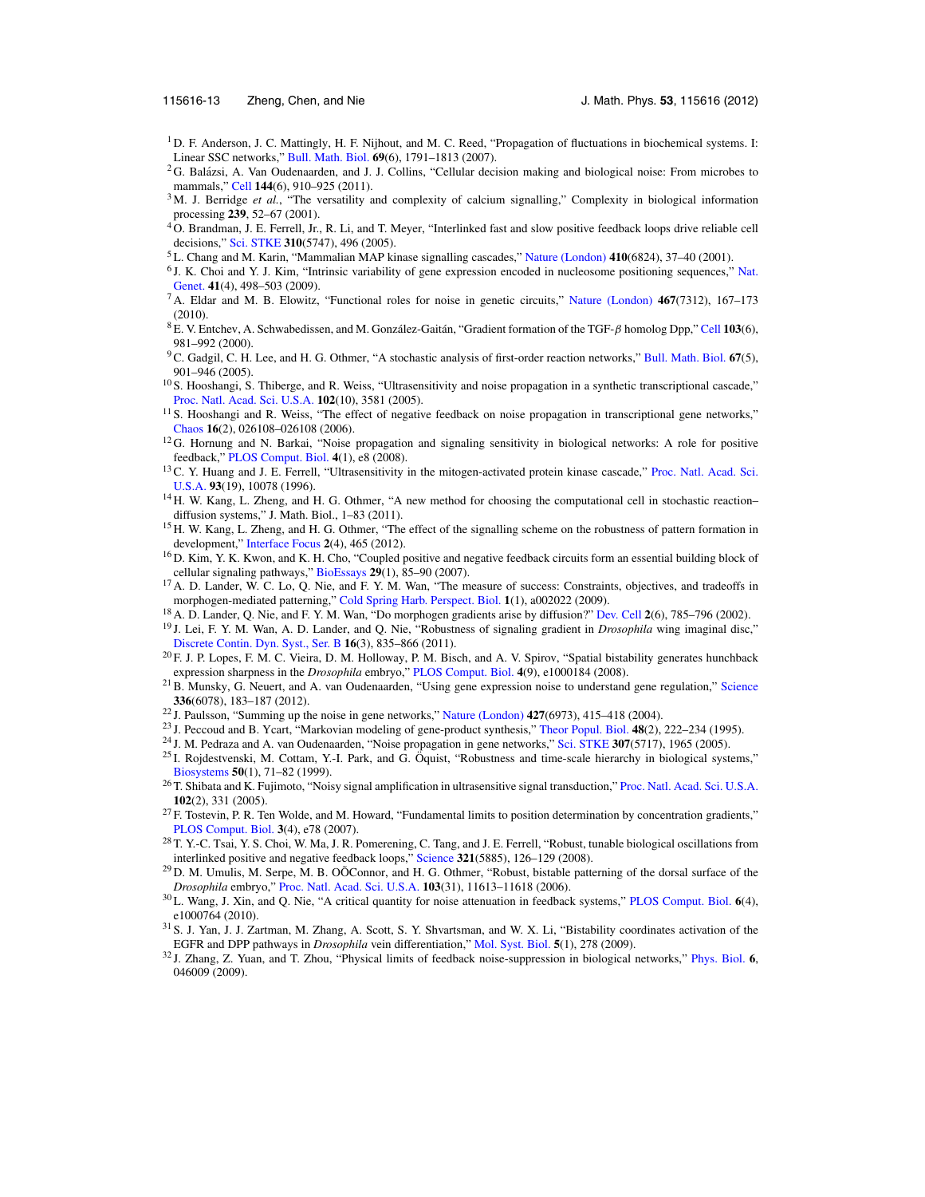[1] D. F. Anderson, J. C. Mattingly, H. F. Nijhout, and M. C. Reed, "Propagation of fluctuations in biochemical systems. I: Linear SSC networks," Bull. Math. Biol. **69**(6), 1791–1813 (2007).

[2] G. Balázsi, A. Van Oudenaarden, and J. J. Collins, "Cellular decision making and biological noise: From microbes to mammals," Cell **144**(6), 910–925 (2011).

[3] M. J. Berridge *et al.*, "The versatility and complexity of calcium signalling," Complexity in biological information processing **239**, 52–67 (2001).

[4] O. Brandman, J. E. Ferrell, Jr., R. Li, and T. Meyer, "Interlinked fast and slow positive feedback loops drive reliable cell decisions," Sci. STKE **310**(5747), 496 (2005).

[5] L. Chang and M. Karin, "Mammalian MAP kinase signalling cascades," Nature (London) **410**(6824), 37–40 (2001).

[6] J. K. Choi and Y. J. Kim, "Intrinsic variability of gene expression encoded in nucleosome positioning sequences," Nat. Genet. **41**(4), 498–503 (2009).

[7] A. Eldar and M. B. Elowitz, "Functional roles for noise in genetic circuits," Nature (London) **467**(7312), 167–173 (2010).

[8] E. V. Entchev, A. Schwabedissen, and M. González-Gaitán, "Gradient formation of the TGF-$\beta$ homolog Dpp," Cell **103**(6), 981–992 (2000).

[9] C. Gadgil, C. H. Lee, and H. G. Othmer, "A stochastic analysis of first-order reaction networks," Bull. Math. Biol. **67**(5), 901–946 (2005).

[10] S. Hooshangi, S. Thiberge, and R. Weiss, "Ultrasensitivity and noise propagation in a synthetic transcriptional cascade," Proc. Natl. Acad. Sci. U.S.A. **102**(10), 3581 (2005).

[11] S. Hooshangi and R. Weiss, "The effect of negative feedback on noise propagation in transcriptional gene networks," Chaos **16**(2), 026108–026108 (2006).

[12] G. Hornung and N. Barkai, "Noise propagation and signaling sensitivity in biological networks: A role for positive feedback," PLOS Comput. Biol. **4**(1), e8 (2008).

[13] C. Y. Huang and J. E. Ferrell, "Ultrasensitivity in the mitogen-activated protein kinase cascade," Proc. Natl. Acad. Sci. U.S.A. **93**(19), 10078 (1996).

[14] H. W. Kang, L. Zheng, and H. G. Othmer, "A new method for choosing the computational cell in stochastic reaction–diffusion systems," J. Math. Biol., 1–83 (2011).

[15] H. W. Kang, L. Zheng, and H. G. Othmer, "The effect of the signalling scheme on the robustness of pattern formation in development," Interface Focus **2**(4), 465 (2012).

[16] D. Kim, Y. K. Kwon, and K. H. Cho, "Coupled positive and negative feedback circuits form an essential building block of cellular signaling pathways," BioEssays **29**(1), 85–90 (2007).

[17] A. D. Lander, W. C. Lo, Q. Nie, and F. Y. M. Wan, "The measure of success: Constraints, objectives, and tradeoffs in morphogen-mediated patterning," Cold Spring Harb. Perspect. Biol. **1**(1), a002022 (2009).

[18] A. D. Lander, Q. Nie, and F. Y. M. Wan, "Do morphogen gradients arise by diffusion?" Dev. Cell **2**(6), 785–796 (2002).

[19] J. Lei, F. Y. M. Wan, A. D. Lander, and Q. Nie, "Robustness of signaling gradient in *Drosophila* wing imaginal disc," Discrete Contin. Dyn. Syst., Ser. B **16**(3), 835–866 (2011).

[20] F. J. P. Lopes, F. M. C. Vieira, D. M. Holloway, P. M. Bisch, and A. V. Spirov, "Spatial bistability generates hunchback expression sharpness in the *Drosophila* embryo," PLOS Comput. Biol. **4**(9), e1000184 (2008).

[21] B. Munsky, G. Neuert, and A. van Oudenaarden, "Using gene expression noise to understand gene regulation," Science **336**(6078), 183–187 (2012).

[22] J. Paulsson, "Summing up the noise in gene networks," Nature (London) **427**(6973), 415–418 (2004).

[23] J. Peccoud and B. Ycart, "Markovian modeling of gene-product synthesis," Theor Popul. Biol. **48**(2), 222–234 (1995).

[24] J. M. Pedraza and A. van Oudenaarden, "Noise propagation in gene networks," Sci. STKE **307**(5717), 1965 (2005).

[25] I. Rojdestvenski, M. Cottam, Y.-I. Park, and G. Öquist, "Robustness and time-scale hierarchy in biological systems," Biosystems **50**(1), 71–82 (1999).

[26] T. Shibata and K. Fujimoto, "Noisy signal amplification in ultrasensitive signal transduction," Proc. Natl. Acad. Sci. U.S.A. **102**(2), 331 (2005).

[27] F. Tostevin, P. R. Ten Wolde, and M. Howard, "Fundamental limits to position determination by concentration gradients," PLOS Comput. Biol. **3**(4), e78 (2007).

[28] T. Y.-C. Tsai, Y. S. Choi, W. Ma, J. R. Pomerening, C. Tang, and J. E. Ferrell, "Robust, tunable biological oscillations from interlinked positive and negative feedback loops," Science **321**(5885), 126–129 (2008).

[29] D. M. Umulis, M. Serpe, M. B. OÕConnor, and H. G. Othmer, "Robust, bistable patterning of the dorsal surface of the *Drosophila* embryo," Proc. Natl. Acad. Sci. U.S.A. **103**(31), 11613–11618 (2006).

[30] L. Wang, J. Xin, and Q. Nie, "A critical quantity for noise attenuation in feedback systems," PLOS Comput. Biol. **6**(4), e1000764 (2010).

[31] S. J. Yan, J. J. Zartman, M. Zhang, A. Scott, S. Y. Shvartsman, and W. X. Li, "Bistability coordinates activation of the EGFR and DPP pathways in *Drosophila* vein differentiation," Mol. Syst. Biol. **5**(1), 278 (2009).

[32] J. Zhang, Z. Yuan, and T. Zhou, "Physical limits of feedback noise-suppression in biological networks," Phys. Biol. **6**, 046009 (2009).